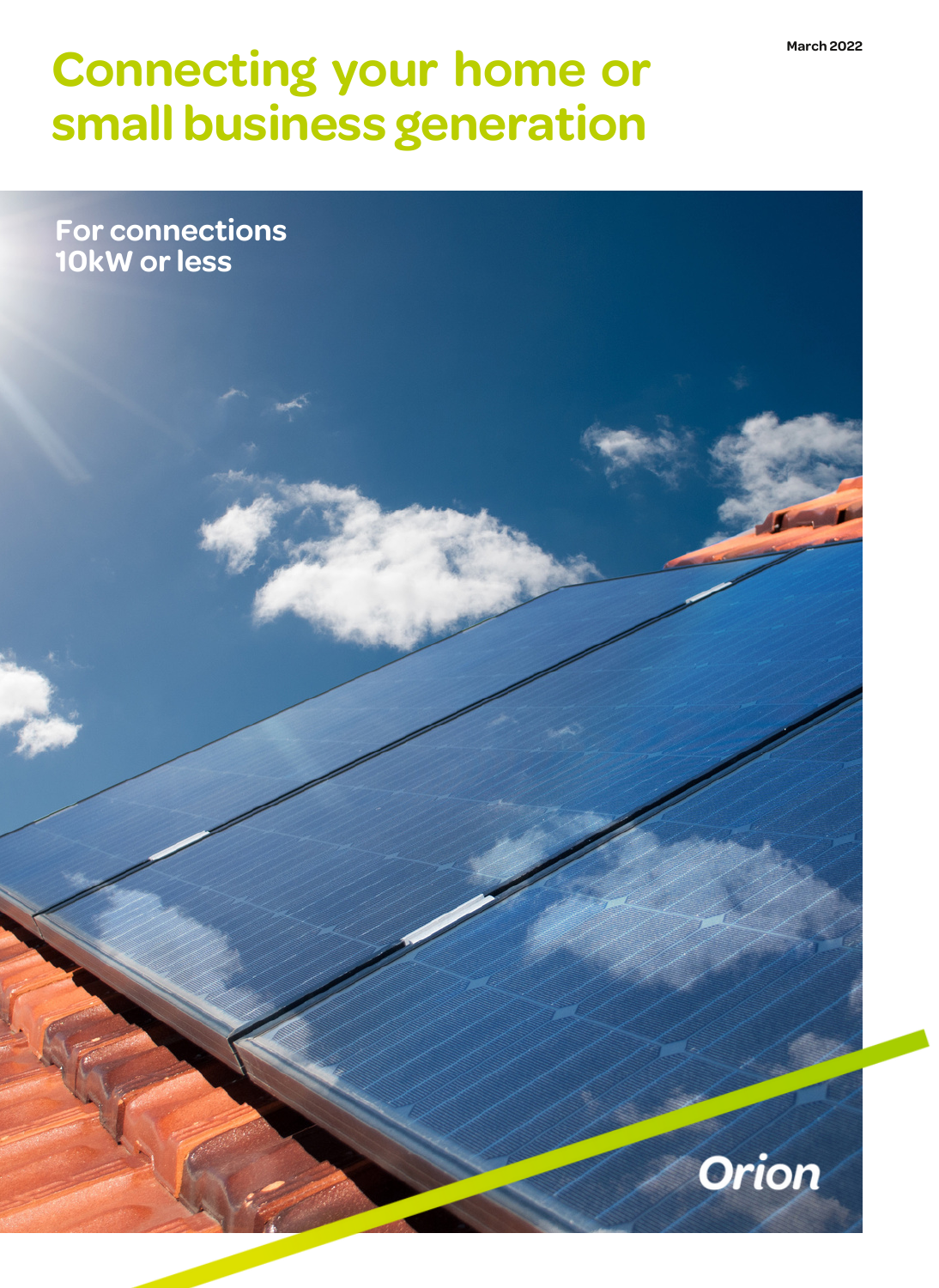March 2022

# Connecting your home or small business generation

## For connections 10kW or less

Orion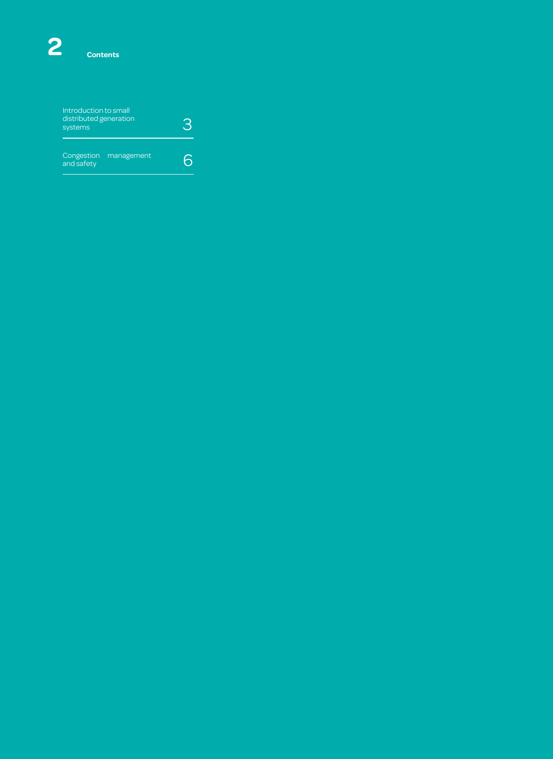# Contents

| | |
|---|---|
| Introduction to small distributed generation systems | 3 |
| Congestion management and safety | 6 |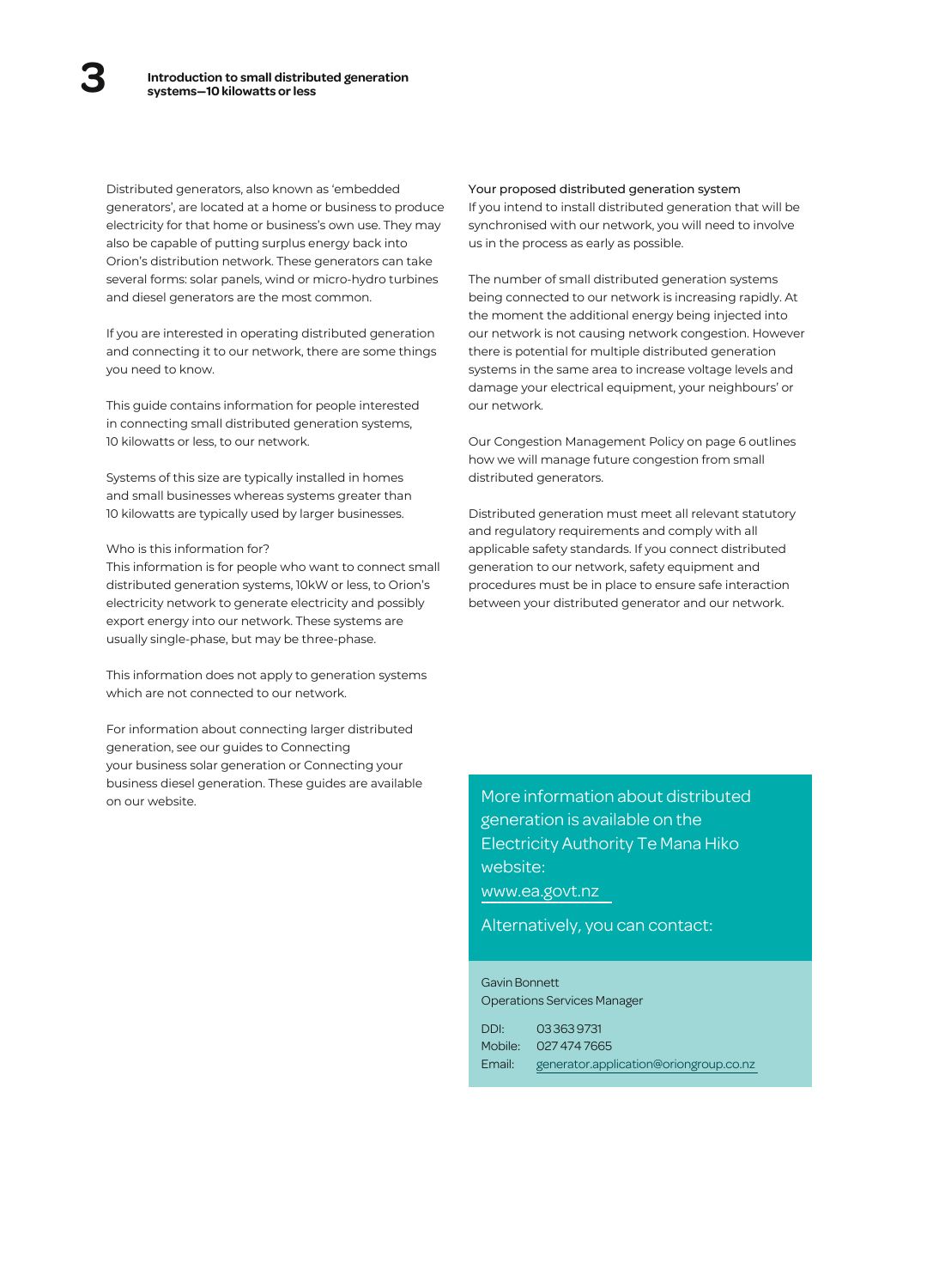# Introduction to small distributed generation systems—10 kilowatts or less

Distributed generators, also known as 'embedded generators', are located at a home or business to produce electricity for that home or business's own use. They may also be capable of putting surplus energy back into Orion's distribution network. These generators can take several forms: solar panels, wind or micro-hydro turbines and diesel generators are the most common.

If you are interested in operating distributed generation and connecting it to our network, there are some things you need to know.

This guide contains information for people interested in connecting small distributed generation systems, 10 kilowatts or less, to our network.

Systems of this size are typically installed in homes and small businesses whereas systems greater than 10 kilowatts are typically used by larger businesses.

### Who is this information for?

This information is for people who want to connect small distributed generation systems, 10kW or less, to Orion's electricity network to generate electricity and possibly export energy into our network. These systems are usually single-phase, but may be three-phase.

This information does not apply to generation systems which are not connected to our network.

For information about connecting larger distributed generation, see our guides to Connecting your business solar generation or Connecting your business diesel generation. These guides are available on our website.

### Your proposed distributed generation system

If you intend to install distributed generation that will be synchronised with our network, you will need to involve us in the process as early as possible.

The number of small distributed generation systems being connected to our network is increasing rapidly. At the moment the additional energy being injected into our network is not causing network congestion. However there is potential for multiple distributed generation systems in the same area to increase voltage levels and damage your electrical equipment, your neighbours' or our network.

Our Congestion Management Policy on page 6 outlines how we will manage future congestion from small distributed generators.

Distributed generation must meet all relevant statutory and regulatory requirements and comply with all applicable safety standards. If you connect distributed generation to our network, safety equipment and procedures must be in place to ensure safe interaction between your distributed generator and our network.

More information about distributed generation is available on the Electricity Authority Te Mana Hiko website:
www.ea.govt.nz

Alternatively, you can contact:

Gavin Bonnett
Operations Services Manager

DDI: 03 363 9731
Mobile: 027 474 7665
Email: generator.application@oriongroup.co.nz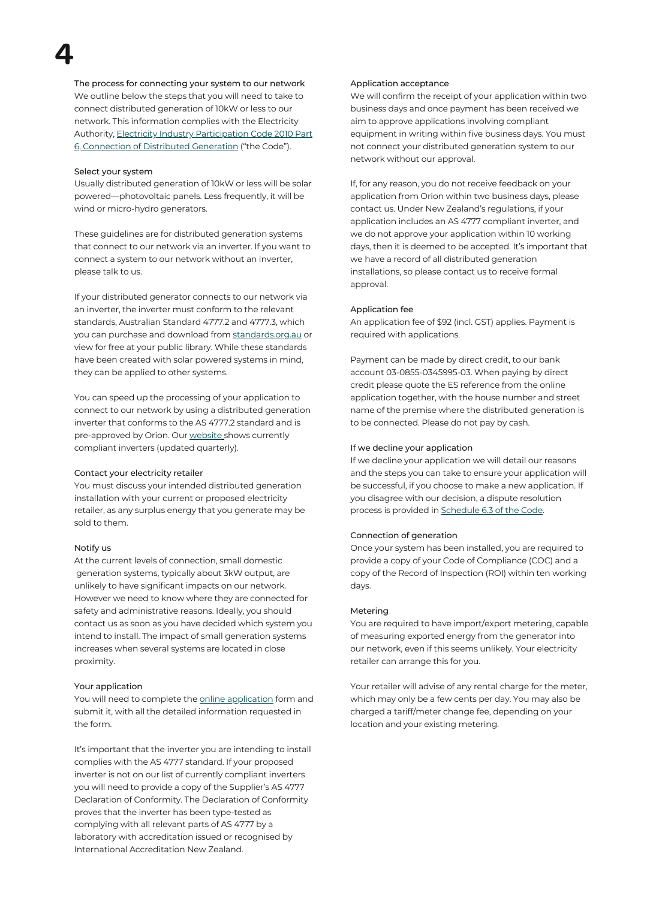# 4

## The process for connecting your system to our network

We outline below the steps that you will need to take to connect distributed generation of 10kW or less to our network. This information complies with the Electricity Authority, Electricity Industry Participation Code 2010 Part 6, Connection of Distributed Generation ("the Code").

### Select your system

Usually distributed generation of 10kW or less will be solar powered—photovoltaic panels. Less frequently, it will be wind or micro-hydro generators.

These guidelines are for distributed generation systems that connect to our network via an inverter. If you want to connect a system to our network without an inverter, please talk to us.

If your distributed generator connects to our network via an inverter, the inverter must conform to the relevant standards, Australian Standard 4777.2 and 4777.3, which you can purchase and download from standards.org.au or view for free at your public library. While these standards have been created with solar powered systems in mind, they can be applied to other systems.

You can speed up the processing of your application to connect to our network by using a distributed generation inverter that conforms to the AS 4777.2 standard and is pre-approved by Orion. Our website shows currently compliant inverters (updated quarterly).

### Contact your electricity retailer

You must discuss your intended distributed generation installation with your current or proposed electricity retailer, as any surplus energy that you generate may be sold to them.

### Notify us

At the current levels of connection, small domestic generation systems, typically about 3kW output, are unlikely to have significant impacts on our network. However we need to know where they are connected for safety and administrative reasons. Ideally, you should contact us as soon as you have decided which system you intend to install. The impact of small generation systems increases when several systems are located in close proximity.

### Your application

You will need to complete the online application form and submit it, with all the detailed information requested in the form.

It's important that the inverter you are intending to install complies with the AS 4777 standard. If your proposed inverter is not on our list of currently compliant inverters you will need to provide a copy of the Supplier's AS 4777 Declaration of Conformity. The Declaration of Conformity proves that the inverter has been type-tested as complying with all relevant parts of AS 4777 by a laboratory with accreditation issued or recognised by International Accreditation New Zealand.

### Application acceptance

We will confirm the receipt of your application within two business days and once payment has been received we aim to approve applications involving compliant equipment in writing within five business days. You must not connect your distributed generation system to our network without our approval.

If, for any reason, you do not receive feedback on your application from Orion within two business days, please contact us. Under New Zealand's regulations, if your application includes an AS 4777 compliant inverter, and we do not approve your application within 10 working days, then it is deemed to be accepted. It's important that we have a record of all distributed generation installations, so please contact us to receive formal approval.

### Application fee

An application fee of $92 (incl. GST) applies. Payment is required with applications.

Payment can be made by direct credit, to our bank account 03-0855-0345995-03. When paying by direct credit please quote the ES reference from the online application together, with the house number and street name of the premise where the distributed generation is to be connected. Please do not pay by cash.

### If we decline your application

If we decline your application we will detail our reasons and the steps you can take to ensure your application will be successful, if you choose to make a new application. If you disagree with our decision, a dispute resolution process is provided in Schedule 6.3 of the Code.

### Connection of generation

Once your system has been installed, you are required to provide a copy of your Code of Compliance (COC) and a copy of the Record of Inspection (ROI) within ten working days.

### Metering

You are required to have import/export metering, capable of measuring exported energy from the generator into our network, even if this seems unlikely. Your electricity retailer can arrange this for you.

Your retailer will advise of any rental charge for the meter, which may only be a few cents per day. You may also be charged a tariff/meter change fee, depending on your location and your existing metering.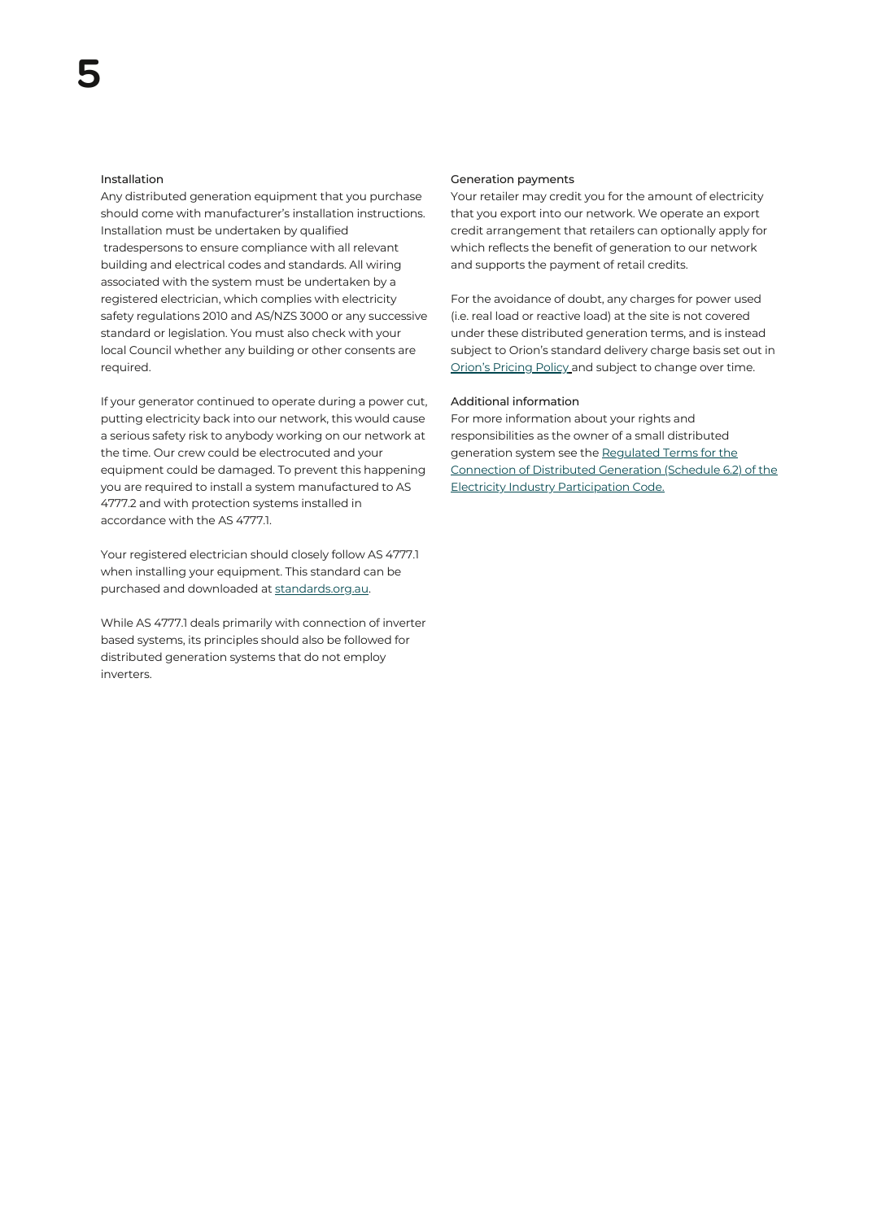### Installation

Any distributed generation equipment that you purchase should come with manufacturer's installation instructions. Installation must be undertaken by qualified tradespersons to ensure compliance with all relevant building and electrical codes and standards. All wiring associated with the system must be undertaken by a registered electrician, which complies with electricity safety regulations 2010 and AS/NZS 3000 or any successive standard or legislation. You must also check with your local Council whether any building or other consents are required.

If your generator continued to operate during a power cut, putting electricity back into our network, this would cause a serious safety risk to anybody working on our network at the time. Our crew could be electrocuted and your equipment could be damaged. To prevent this happening you are required to install a system manufactured to AS 4777.2 and with protection systems installed in accordance with the AS 4777.1.

Your registered electrician should closely follow AS 4777.1 when installing your equipment. This standard can be purchased and downloaded at standards.org.au.

While AS 4777.1 deals primarily with connection of inverter based systems, its principles should also be followed for distributed generation systems that do not employ inverters.

### Generation payments

Your retailer may credit you for the amount of electricity that you export into our network. We operate an export credit arrangement that retailers can optionally apply for which reflects the benefit of generation to our network and supports the payment of retail credits.

For the avoidance of doubt, any charges for power used (i.e. real load or reactive load) at the site is not covered under these distributed generation terms, and is instead subject to Orion's standard delivery charge basis set out in Orion's Pricing Policy and subject to change over time.

### Additional information

For more information about your rights and responsibilities as the owner of a small distributed generation system see the Regulated Terms for the Connection of Distributed Generation (Schedule 6.2) of the Electricity Industry Participation Code.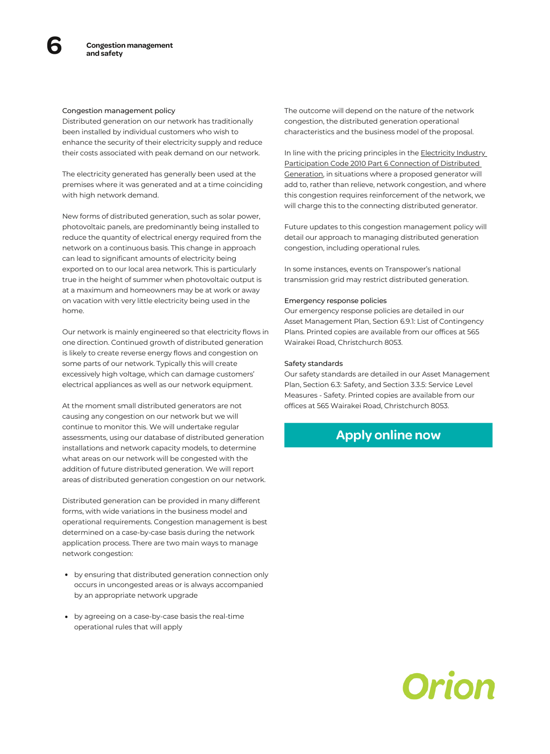# 6 Congestion management and safety

### Congestion management policy

Distributed generation on our network has traditionally been installed by individual customers who wish to enhance the security of their electricity supply and reduce their costs associated with peak demand on our network.

The electricity generated has generally been used at the premises where it was generated and at a time coinciding with high network demand.

New forms of distributed generation, such as solar power, photovoltaic panels, are predominantly being installed to reduce the quantity of electrical energy required from the network on a continuous basis. This change in approach can lead to significant amounts of electricity being exported on to our local area network. This is particularly true in the height of summer when photovoltaic output is at a maximum and homeowners may be at work or away on vacation with very little electricity being used in the home.

Our network is mainly engineered so that electricity flows in one direction. Continued growth of distributed generation is likely to create reverse energy flows and congestion on some parts of our network. Typically this will create excessively high voltage, which can damage customers' electrical appliances as well as our network equipment.

At the moment small distributed generators are not causing any congestion on our network but we will continue to monitor this. We will undertake regular assessments, using our database of distributed generation installations and network capacity models, to determine what areas on our network will be congested with the addition of future distributed generation. We will report areas of distributed generation congestion on our network.

Distributed generation can be provided in many different forms, with wide variations in the business model and operational requirements. Congestion management is best determined on a case-by-case basis during the network application process. There are two main ways to manage network congestion:

- by ensuring that distributed generation connection only occurs in uncongested areas or is always accompanied by an appropriate network upgrade
- by agreeing on a case-by-case basis the real-time operational rules that will apply

The outcome will depend on the nature of the network congestion, the distributed generation operational characteristics and the business model of the proposal.

In line with the pricing principles in the Electricity Industry Participation Code 2010 Part 6 Connection of Distributed Generation, in situations where a proposed generator will add to, rather than relieve, network congestion, and where this congestion requires reinforcement of the network, we will charge this to the connecting distributed generator.

Future updates to this congestion management policy will detail our approach to managing distributed generation congestion, including operational rules.

In some instances, events on Transpower's national transmission grid may restrict distributed generation.

### Emergency response policies

Our emergency response policies are detailed in our Asset Management Plan, Section 6.9.1: List of Contingency Plans. Printed copies are available from our offices at 565 Wairakei Road, Christchurch 8053.

### Safety standards

Our safety standards are detailed in our Asset Management Plan, Section 6.3: Safety, and Section 3.3.5: Service Level Measures - Safety. Printed copies are available from our offices at 565 Wairakei Road, Christchurch 8053.

**Apply online now**

Orion